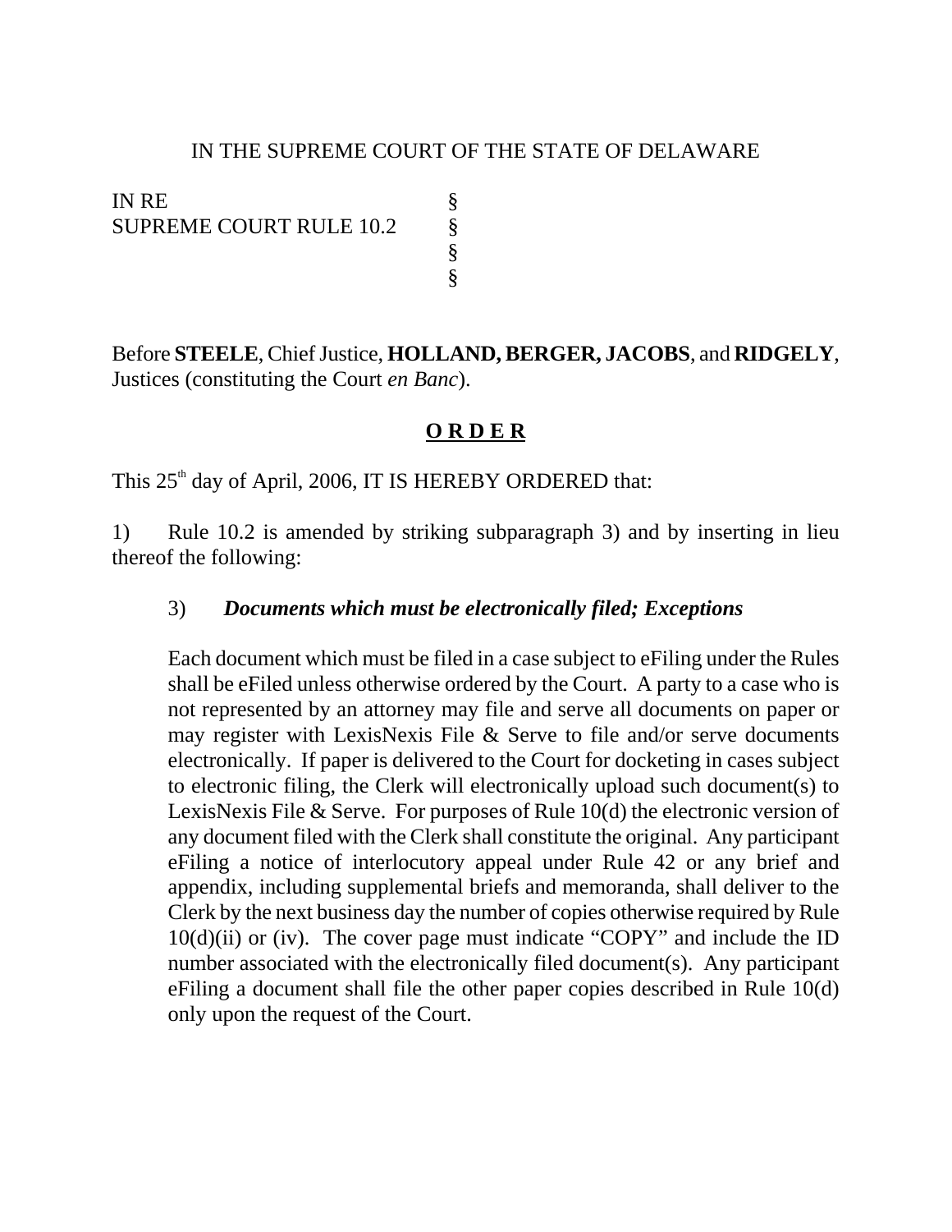IN THE SUPREME COURT OF THE STATE OF DELAWARE

IN RE §
SUPREME COURT RULE 10.2 §
§
§

Before **STEELE**, Chief Justice, **HOLLAND, BERGER, JACOBS**, and **RIDGELY**, Justices (constituting the Court *en Banc*).

## **O R D E R**

This 25th day of April, 2006, IT IS HEREBY ORDERED that:

1) Rule 10.2 is amended by striking subparagraph 3) and by inserting in lieu thereof the following:

> 3) ***Documents which must be electronically filed; Exceptions***
>
> Each document which must be filed in a case subject to eFiling under the Rules shall be eFiled unless otherwise ordered by the Court. A party to a case who is not represented by an attorney may file and serve all documents on paper or may register with LexisNexis File & Serve to file and/or serve documents electronically. If paper is delivered to the Court for docketing in cases subject to electronic filing, the Clerk will electronically upload such document(s) to LexisNexis File & Serve. For purposes of Rule 10(d) the electronic version of any document filed with the Clerk shall constitute the original. Any participant eFiling a notice of interlocutory appeal under Rule 42 or any brief and appendix, including supplemental briefs and memoranda, shall deliver to the Clerk by the next business day the number of copies otherwise required by Rule 10(d)(ii) or (iv). The cover page must indicate "COPY" and include the ID number associated with the electronically filed document(s). Any participant eFiling a document shall file the other paper copies described in Rule 10(d) only upon the request of the Court.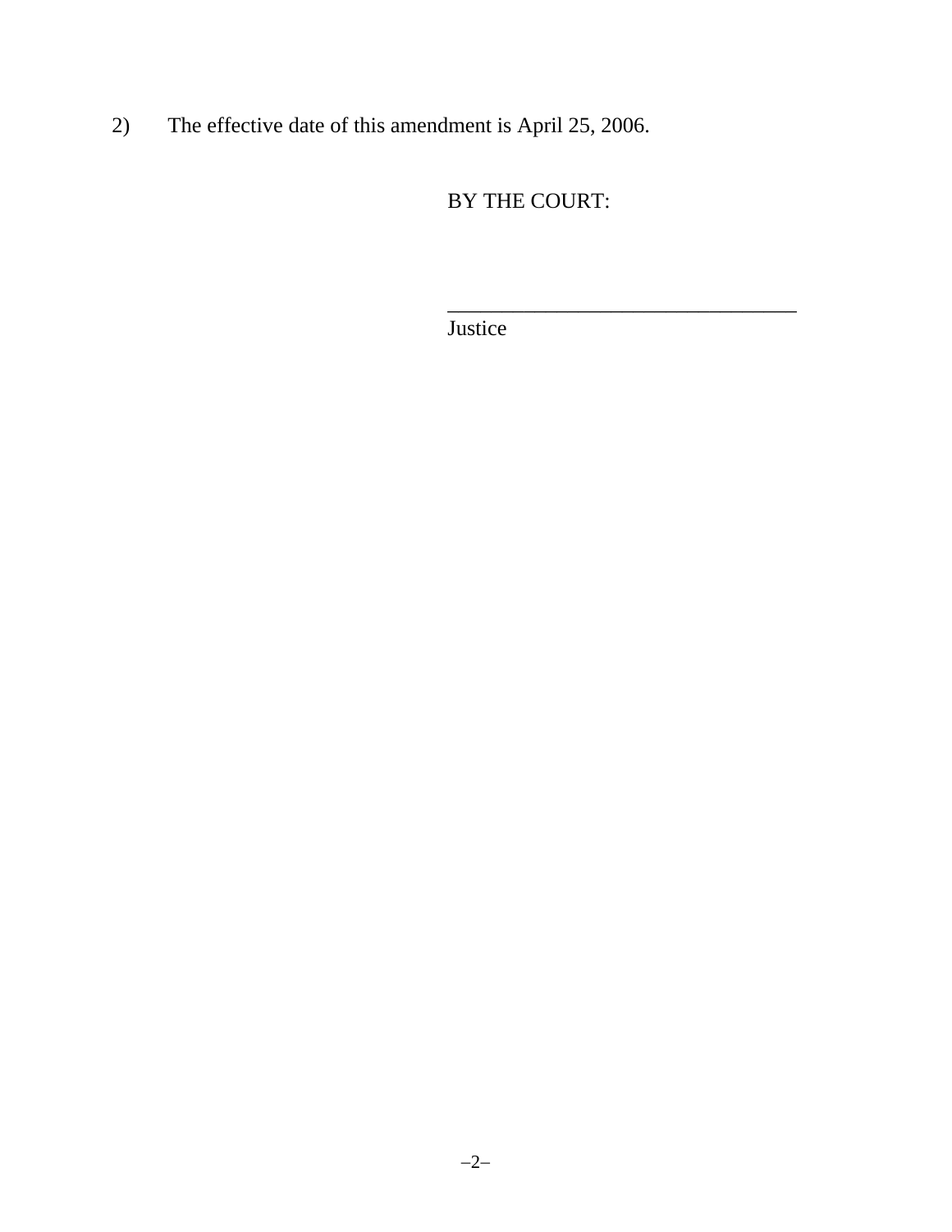2) The effective date of this amendment is April 25, 2006.

BY THE COURT:

\_\_\_\_\_\_\_\_\_\_\_\_\_\_\_\_\_\_\_\_\_\_\_\_\_\_\_\_\_\_\_\_\_\_

Justice